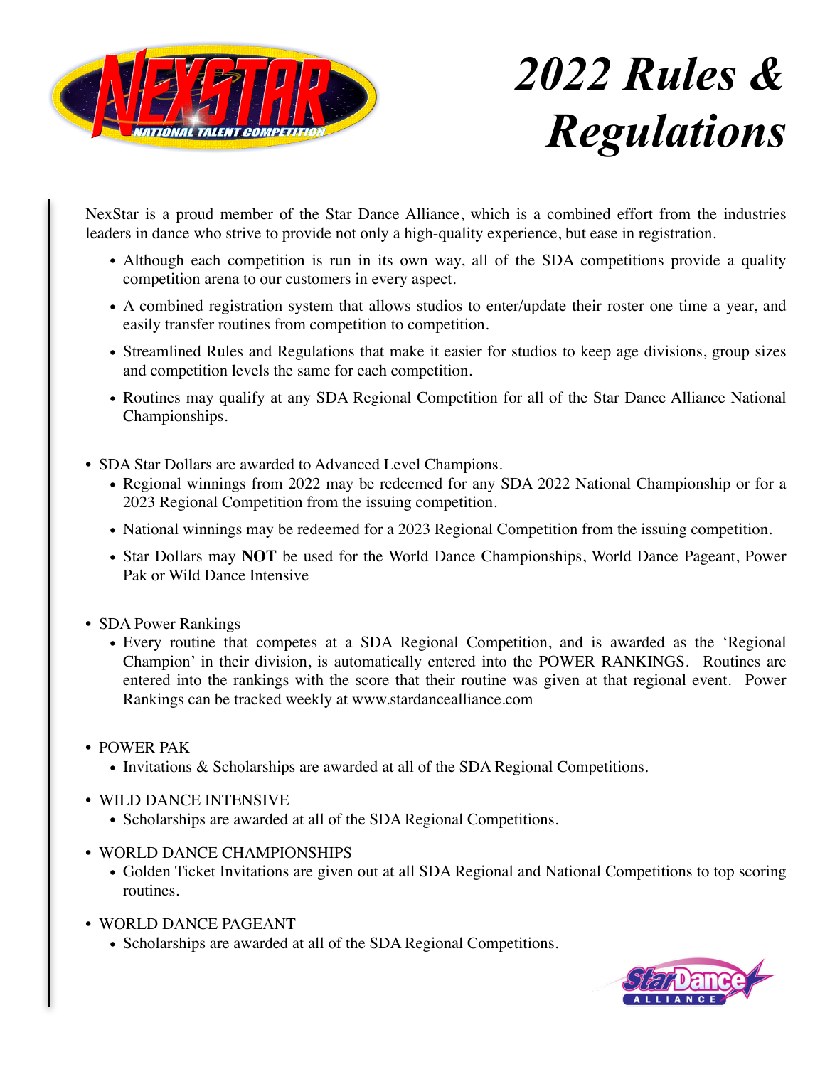# 2022 Rules & Regulations

NexStar is a proud member of the Star Dance Alliance, which is a combined effort from the industries leaders in dance who strive to provide not only a high-quality experience, but ease in registration.

- Although each competition is run in its own way, all of the SDA competitions provide a quality competition arena to our customers in every aspect.
- A combined registration system that allows studios to enter/update their roster one time a year, and easily transfer routines from competition to competition.
- Streamlined Rules and Regulations that make it easier for studios to keep age divisions, group sizes and competition levels the same for each competition.
- Routines may qualify at any SDA Regional Competition for all of the Star Dance Alliance National Championships.

- SDA Star Dollars are awarded to Advanced Level Champions.
  - Regional winnings from 2022 may be redeemed for any SDA 2022 National Championship or for a 2023 Regional Competition from the issuing competition.
  - National winnings may be redeemed for a 2023 Regional Competition from the issuing competition.
  - Star Dollars may **NOT** be used for the World Dance Championships, World Dance Pageant, Power Pak or Wild Dance Intensive

- SDA Power Rankings
  - Every routine that competes at a SDA Regional Competition, and is awarded as the 'Regional Champion' in their division, is automatically entered into the POWER RANKINGS. Routines are entered into the rankings with the score that their routine was given at that regional event. Power Rankings can be tracked weekly at www.stardancealliance.com

- POWER PAK
  - Invitations & Scholarships are awarded at all of the SDA Regional Competitions.

- WILD DANCE INTENSIVE
  - Scholarships are awarded at all of the SDA Regional Competitions.

- WORLD DANCE CHAMPIONSHIPS
  - Golden Ticket Invitations are given out at all SDA Regional and National Competitions to top scoring routines.

- WORLD DANCE PAGEANT
  - Scholarships are awarded at all of the SDA Regional Competitions.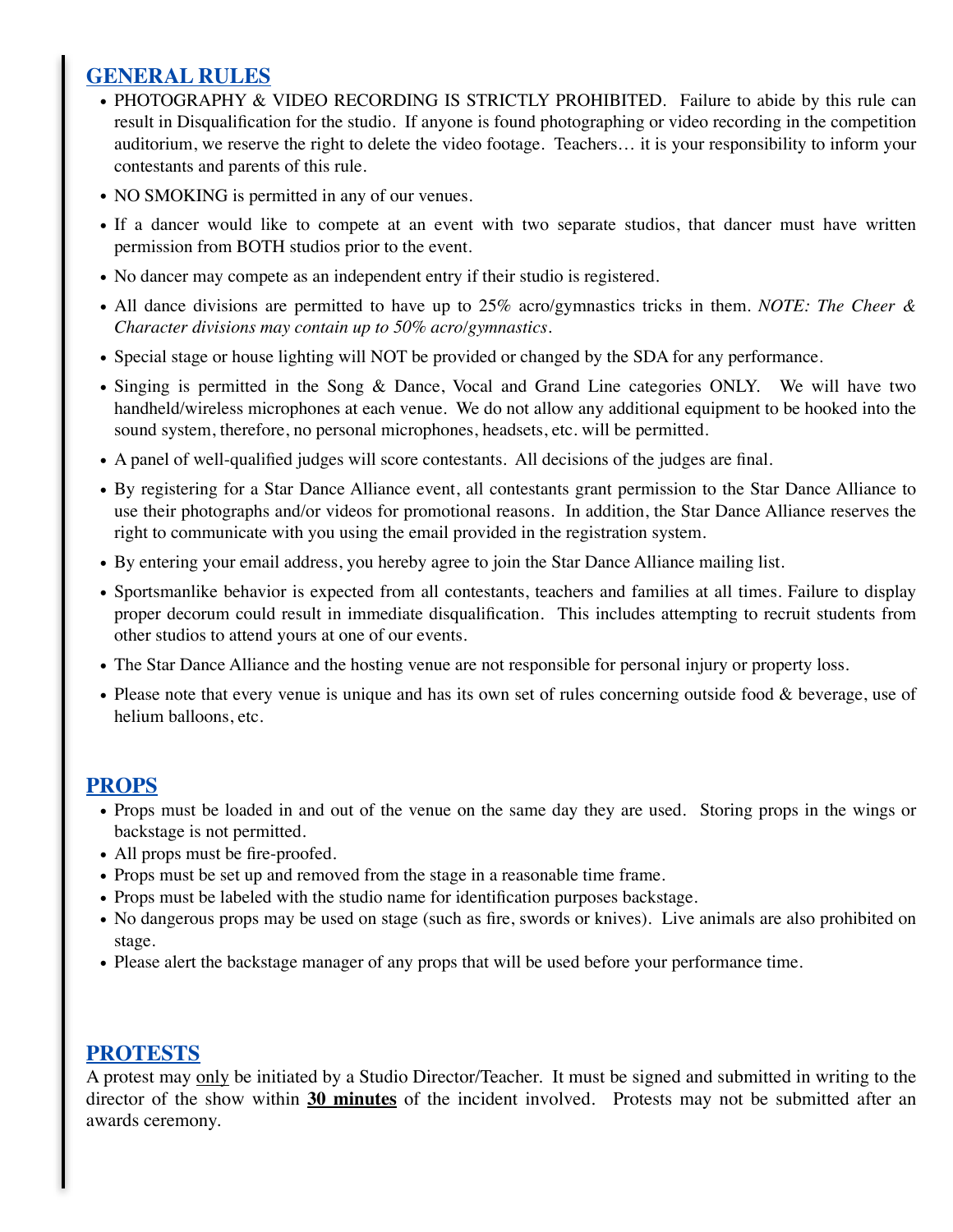## GENERAL RULES

- PHOTOGRAPHY & VIDEO RECORDING IS STRICTLY PROHIBITED. Failure to abide by this rule can result in Disqualification for the studio. If anyone is found photographing or video recording in the competition auditorium, we reserve the right to delete the video footage. Teachers… it is your responsibility to inform your contestants and parents of this rule.
- NO SMOKING is permitted in any of our venues.
- If a dancer would like to compete at an event with two separate studios, that dancer must have written permission from BOTH studios prior to the event.
- No dancer may compete as an independent entry if their studio is registered.
- All dance divisions are permitted to have up to 25% acro/gymnastics tricks in them. *NOTE: The Cheer & Character divisions may contain up to 50% acro/gymnastics.*
- Special stage or house lighting will NOT be provided or changed by the SDA for any performance.
- Singing is permitted in the Song & Dance, Vocal and Grand Line categories ONLY. We will have two handheld/wireless microphones at each venue. We do not allow any additional equipment to be hooked into the sound system, therefore, no personal microphones, headsets, etc. will be permitted.
- A panel of well-qualified judges will score contestants. All decisions of the judges are final.
- By registering for a Star Dance Alliance event, all contestants grant permission to the Star Dance Alliance to use their photographs and/or videos for promotional reasons. In addition, the Star Dance Alliance reserves the right to communicate with you using the email provided in the registration system.
- By entering your email address, you hereby agree to join the Star Dance Alliance mailing list.
- Sportsmanlike behavior is expected from all contestants, teachers and families at all times. Failure to display proper decorum could result in immediate disqualification. This includes attempting to recruit students from other studios to attend yours at one of our events.
- The Star Dance Alliance and the hosting venue are not responsible for personal injury or property loss.
- Please note that every venue is unique and has its own set of rules concerning outside food & beverage, use of helium balloons, etc.

## PROPS

- Props must be loaded in and out of the venue on the same day they are used. Storing props in the wings or backstage is not permitted.
- All props must be fire-proofed.
- Props must be set up and removed from the stage in a reasonable time frame.
- Props must be labeled with the studio name for identification purposes backstage.
- No dangerous props may be used on stage (such as fire, swords or knives). Live animals are also prohibited on stage.
- Please alert the backstage manager of any props that will be used before your performance time.

## PROTESTS

A protest may only be initiated by a Studio Director/Teacher. It must be signed and submitted in writing to the director of the show within **30 minutes** of the incident involved. Protests may not be submitted after an awards ceremony.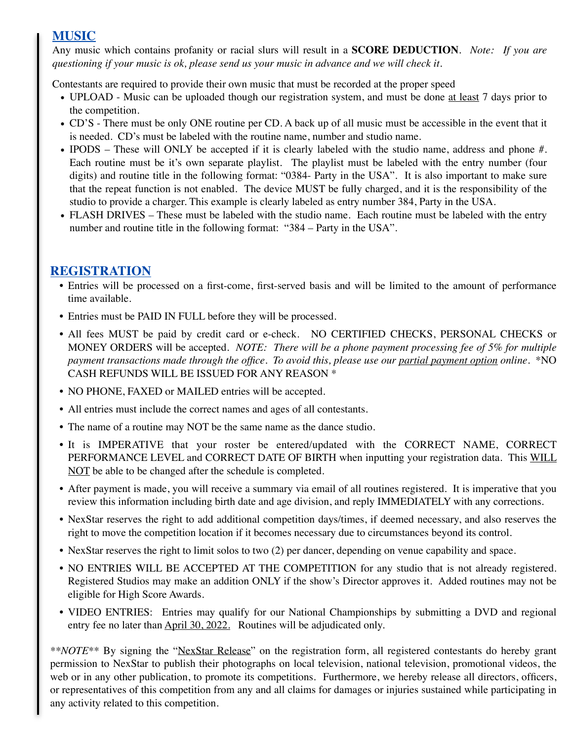## MUSIC

Any music which contains profanity or racial slurs will result in a **SCORE DEDUCTION**. *Note: If you are questioning if your music is ok, please send us your music in advance and we will check it.*

Contestants are required to provide their own music that must be recorded at the proper speed

- UPLOAD - Music can be uploaded though our registration system, and must be done at least 7 days prior to the competition.
- CD'S - There must be only ONE routine per CD. A back up of all music must be accessible in the event that it is needed. CD's must be labeled with the routine name, number and studio name.
- IPODS – These will ONLY be accepted if it is clearly labeled with the studio name, address and phone #. Each routine must be it's own separate playlist. The playlist must be labeled with the entry number (four digits) and routine title in the following format: "0384- Party in the USA". It is also important to make sure that the repeat function is not enabled. The device MUST be fully charged, and it is the responsibility of the studio to provide a charger. This example is clearly labeled as entry number 384, Party in the USA.
- FLASH DRIVES – These must be labeled with the studio name. Each routine must be labeled with the entry number and routine title in the following format: "384 – Party in the USA".

## REGISTRATION

- Entries will be processed on a first-come, first-served basis and will be limited to the amount of performance time available.
- Entries must be PAID IN FULL before they will be processed.
- All fees MUST be paid by credit card or e-check. NO CERTIFIED CHECKS, PERSONAL CHECKS or MONEY ORDERS will be accepted. *NOTE: There will be a phone payment processing fee of 5% for multiple payment transactions made through the office. To avoid this, please use our partial payment option online.* *NO CASH REFUNDS WILL BE ISSUED FOR ANY REASON *
- NO PHONE, FAXED or MAILED entries will be accepted.
- All entries must include the correct names and ages of all contestants.
- The name of a routine may NOT be the same name as the dance studio.
- It is IMPERATIVE that your roster be entered/updated with the CORRECT NAME, CORRECT PERFORMANCE LEVEL and CORRECT DATE OF BIRTH when inputting your registration data. This WILL NOT be able to be changed after the schedule is completed.
- After payment is made, you will receive a summary via email of all routines registered. It is imperative that you review this information including birth date and age division, and reply IMMEDIATELY with any corrections.
- NexStar reserves the right to add additional competition days/times, if deemed necessary, and also reserves the right to move the competition location if it becomes necessary due to circumstances beyond its control.
- NexStar reserves the right to limit solos to two (2) per dancer, depending on venue capability and space.
- NO ENTRIES WILL BE ACCEPTED AT THE COMPETITION for any studio that is not already registered. Registered Studios may make an addition ONLY if the show's Director approves it. Added routines may not be eligible for High Score Awards.
- VIDEO ENTRIES: Entries may qualify for our National Championships by submitting a DVD and regional entry fee no later than April 30, 2022. Routines will be adjudicated only.

***NOTE*** By signing the "NexStar Release" on the registration form, all registered contestants do hereby grant permission to NexStar to publish their photographs on local television, national television, promotional videos, the web or in any other publication, to promote its competitions. Furthermore, we hereby release all directors, officers, or representatives of this competition from any and all claims for damages or injuries sustained while participating in any activity related to this competition.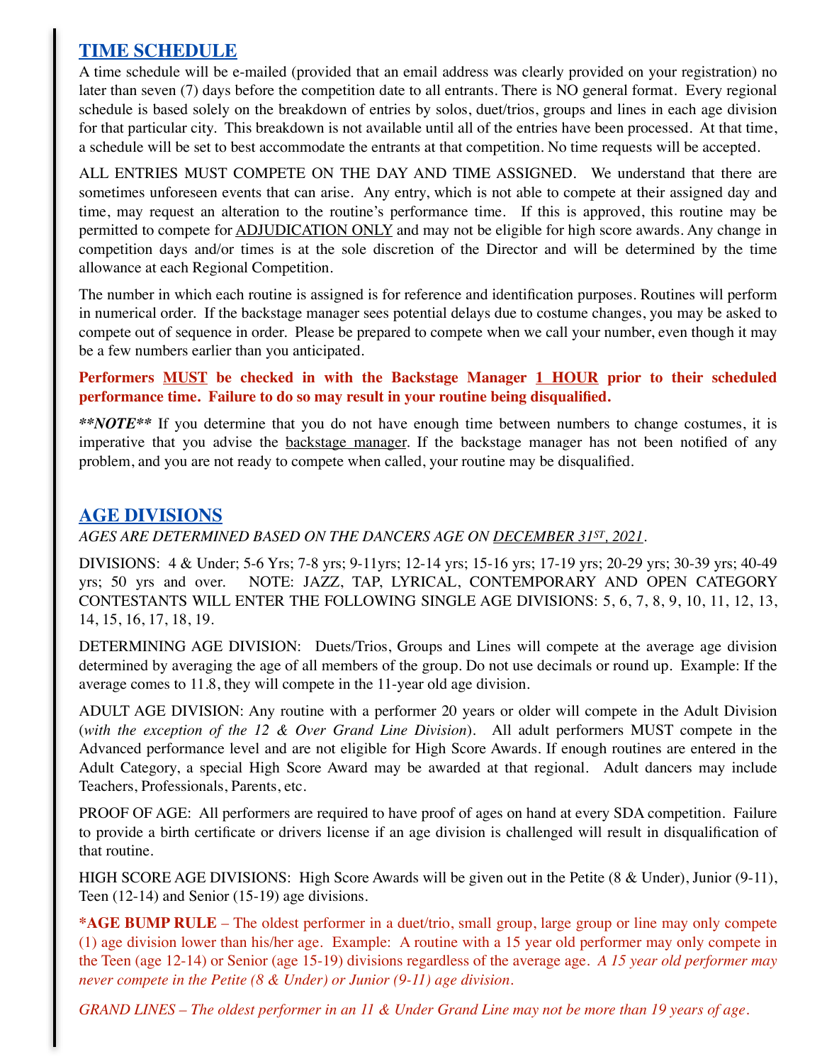## TIME SCHEDULE

A time schedule will be e-mailed (provided that an email address was clearly provided on your registration) no later than seven (7) days before the competition date to all entrants. There is NO general format. Every regional schedule is based solely on the breakdown of entries by solos, duet/trios, groups and lines in each age division for that particular city. This breakdown is not available until all of the entries have been processed. At that time, a schedule will be set to best accommodate the entrants at that competition. No time requests will be accepted.

ALL ENTRIES MUST COMPETE ON THE DAY AND TIME ASSIGNED. We understand that there are sometimes unforeseen events that can arise. Any entry, which is not able to compete at their assigned day and time, may request an alteration to the routine's performance time. If this is approved, this routine may be permitted to compete for ADJUDICATION ONLY and may not be eligible for high score awards. Any change in competition days and/or times is at the sole discretion of the Director and will be determined by the time allowance at each Regional Competition.

The number in which each routine is assigned is for reference and identification purposes. Routines will perform in numerical order. If the backstage manager sees potential delays due to costume changes, you may be asked to compete out of sequence in order. Please be prepared to compete when we call your number, even though it may be a few numbers earlier than you anticipated.

**Performers MUST be checked in with the Backstage Manager 1 HOUR prior to their scheduled performance time. Failure to do so may result in your routine being disqualified.**

***\*\*NOTE\*\**** If you determine that you do not have enough time between numbers to change costumes, it is imperative that you advise the backstage manager. If the backstage manager has not been notified of any problem, and you are not ready to compete when called, your routine may be disqualified.

## AGE DIVISIONS

*AGES ARE DETERMINED BASED ON THE DANCERS AGE ON DECEMBER 31ST, 2021.*

DIVISIONS: 4 & Under; 5-6 Yrs; 7-8 yrs; 9-11yrs; 12-14 yrs; 15-16 yrs; 17-19 yrs; 20-29 yrs; 30-39 yrs; 40-49 yrs; 50 yrs and over. NOTE: JAZZ, TAP, LYRICAL, CONTEMPORARY AND OPEN CATEGORY CONTESTANTS WILL ENTER THE FOLLOWING SINGLE AGE DIVISIONS: 5, 6, 7, 8, 9, 10, 11, 12, 13, 14, 15, 16, 17, 18, 19.

DETERMINING AGE DIVISION: Duets/Trios, Groups and Lines will compete at the average age division determined by averaging the age of all members of the group. Do not use decimals or round up. Example: If the average comes to 11.8, they will compete in the 11-year old age division.

ADULT AGE DIVISION: Any routine with a performer 20 years or older will compete in the Adult Division (*with the exception of the 12 & Over Grand Line Division*). All adult performers MUST compete in the Advanced performance level and are not eligible for High Score Awards. If enough routines are entered in the Adult Category, a special High Score Award may be awarded at that regional. Adult dancers may include Teachers, Professionals, Parents, etc.

PROOF OF AGE: All performers are required to have proof of ages on hand at every SDA competition. Failure to provide a birth certificate or drivers license if an age division is challenged will result in disqualification of that routine.

HIGH SCORE AGE DIVISIONS: High Score Awards will be given out in the Petite (8 & Under), Junior (9-11), Teen (12-14) and Senior (15-19) age divisions.

**\*AGE BUMP RULE** – The oldest performer in a duet/trio, small group, large group or line may only compete (1) age division lower than his/her age. Example: A routine with a 15 year old performer may only compete in the Teen (age 12-14) or Senior (age 15-19) divisions regardless of the average age. *A 15 year old performer may never compete in the Petite (8 & Under) or Junior (9-11) age division.*

*GRAND LINES – The oldest performer in an 11 & Under Grand Line may not be more than 19 years of age.*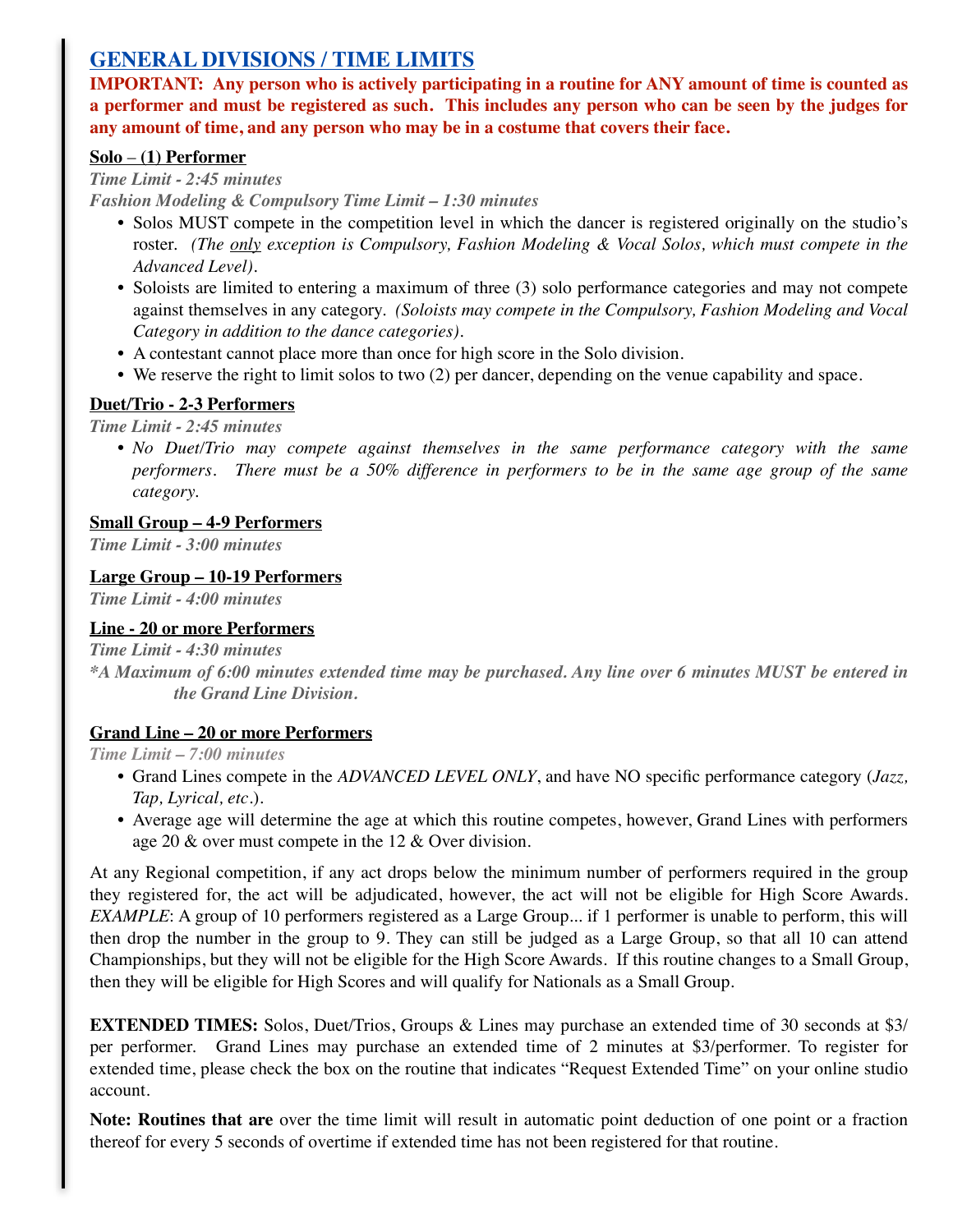## GENERAL DIVISIONS / TIME LIMITS

**IMPORTANT: Any person who is actively participating in a routine for ANY amount of time is counted as a performer and must be registered as such. This includes any person who can be seen by the judges for any amount of time, and any person who may be in a costume that covers their face.**

### Solo – (1) Performer

*Time Limit - 2:45 minutes*

*Fashion Modeling & Compulsory Time Limit – 1:30 minutes*

- Solos MUST compete in the competition level in which the dancer is registered originally on the studio's roster. *(The only exception is Compulsory, Fashion Modeling & Vocal Solos, which must compete in the Advanced Level).*
- Soloists are limited to entering a maximum of three (3) solo performance categories and may not compete against themselves in any category. *(Soloists may compete in the Compulsory, Fashion Modeling and Vocal Category in addition to the dance categories).*
- A contestant cannot place more than once for high score in the Solo division.
- We reserve the right to limit solos to two (2) per dancer, depending on the venue capability and space.

### Duet/Trio - 2-3 Performers

*Time Limit - 2:45 minutes*

- *No Duet/Trio may compete against themselves in the same performance category with the same performers. There must be a 50% difference in performers to be in the same age group of the same category.*

### Small Group – 4-9 Performers

*Time Limit - 3:00 minutes*

### Large Group – 10-19 Performers

*Time Limit - 4:00 minutes*

### Line - 20 or more Performers

*Time Limit - 4:30 minutes*

*\*A Maximum of 6:00 minutes extended time may be purchased. Any line over 6 minutes MUST be entered in the Grand Line Division.*

### Grand Line – 20 or more Performers

*Time Limit – 7:00 minutes*

- Grand Lines compete in the *ADVANCED LEVEL ONLY*, and have NO specific performance category (*Jazz, Tap, Lyrical, etc*.).
- Average age will determine the age at which this routine competes, however, Grand Lines with performers age 20 & over must compete in the 12 & Over division.

At any Regional competition, if any act drops below the minimum number of performers required in the group they registered for, the act will be adjudicated, however, the act will not be eligible for High Score Awards. *EXAMPLE*: A group of 10 performers registered as a Large Group... if 1 performer is unable to perform, this will then drop the number in the group to 9. They can still be judged as a Large Group, so that all 10 can attend Championships, but they will not be eligible for the High Score Awards. If this routine changes to a Small Group, then they will be eligible for High Scores and will qualify for Nationals as a Small Group.

**EXTENDED TIMES:** Solos, Duet/Trios, Groups & Lines may purchase an extended time of 30 seconds at $3/ per performer. Grand Lines may purchase an extended time of 2 minutes at $3/performer. To register for extended time, please check the box on the routine that indicates "Request Extended Time" on your online studio account.

**Note: Routines that are** over the time limit will result in automatic point deduction of one point or a fraction thereof for every 5 seconds of overtime if extended time has not been registered for that routine.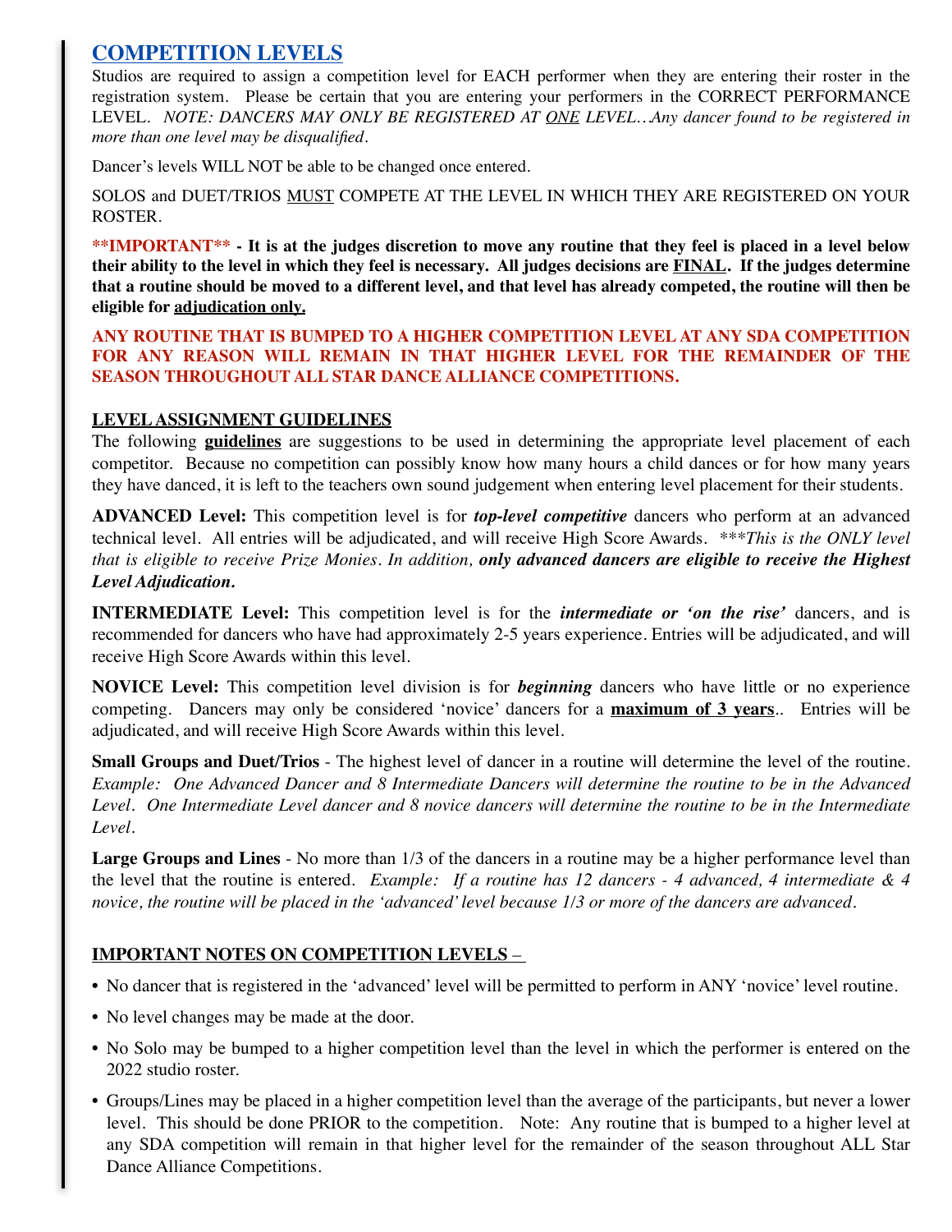## COMPETITION LEVELS

Studios are required to assign a competition level for EACH performer when they are entering their roster in the registration system. Please be certain that you are entering your performers in the CORRECT PERFORMANCE LEVEL. *NOTE: DANCERS MAY ONLY BE REGISTERED AT ONE LEVEL…Any dancer found to be registered in more than one level may be disqualified.*

Dancer's levels WILL NOT be able to be changed once entered.

SOLOS and DUET/TRIOS MUST COMPETE AT THE LEVEL IN WHICH THEY ARE REGISTERED ON YOUR ROSTER.

**\*\*IMPORTANT\*\* - It is at the judges discretion to move any routine that they feel is placed in a level below their ability to the level in which they feel is necessary. All judges decisions are FINAL. If the judges determine that a routine should be moved to a different level, and that level has already competed, the routine will then be eligible for adjudication only.**

**ANY ROUTINE THAT IS BUMPED TO A HIGHER COMPETITION LEVEL AT ANY SDA COMPETITION FOR ANY REASON WILL REMAIN IN THAT HIGHER LEVEL FOR THE REMAINDER OF THE SEASON THROUGHOUT ALL STAR DANCE ALLIANCE COMPETITIONS.**

### LEVEL ASSIGNMENT GUIDELINES

The following **guidelines** are suggestions to be used in determining the appropriate level placement of each competitor. Because no competition can possibly know how many hours a child dances or for how many years they have danced, it is left to the teachers own sound judgement when entering level placement for their students.

**ADVANCED Level:** This competition level is for ***top-level competitive*** dancers who perform at an advanced technical level. All entries will be adjudicated, and will receive High Score Awards. *\*\*\*This is the ONLY level that is eligible to receive Prize Monies. In addition,* ***only advanced dancers are eligible to receive the Highest Level Adjudication.***

**INTERMEDIATE Level:** This competition level is for the ***intermediate or 'on the rise'*** dancers, and is recommended for dancers who have had approximately 2-5 years experience. Entries will be adjudicated, and will receive High Score Awards within this level.

**NOVICE Level:** This competition level division is for ***beginning*** dancers who have little or no experience competing. Dancers may only be considered 'novice' dancers for a **maximum of 3 years**.. Entries will be adjudicated, and will receive High Score Awards within this level.

**Small Groups and Duet/Trios** - The highest level of dancer in a routine will determine the level of the routine. *Example: One Advanced Dancer and 8 Intermediate Dancers will determine the routine to be in the Advanced Level. One Intermediate Level dancer and 8 novice dancers will determine the routine to be in the Intermediate Level.*

**Large Groups and Lines** - No more than 1/3 of the dancers in a routine may be a higher performance level than the level that the routine is entered. *Example: If a routine has 12 dancers - 4 advanced, 4 intermediate & 4 novice, the routine will be placed in the 'advanced' level because 1/3 or more of the dancers are advanced.*

### IMPORTANT NOTES ON COMPETITION LEVELS –

- No dancer that is registered in the 'advanced' level will be permitted to perform in ANY 'novice' level routine.
- No level changes may be made at the door.
- No Solo may be bumped to a higher competition level than the level in which the performer is entered on the 2022 studio roster.
- Groups/Lines may be placed in a higher competition level than the average of the participants, but never a lower level. This should be done PRIOR to the competition. Note: Any routine that is bumped to a higher level at any SDA competition will remain in that higher level for the remainder of the season throughout ALL Star Dance Alliance Competitions.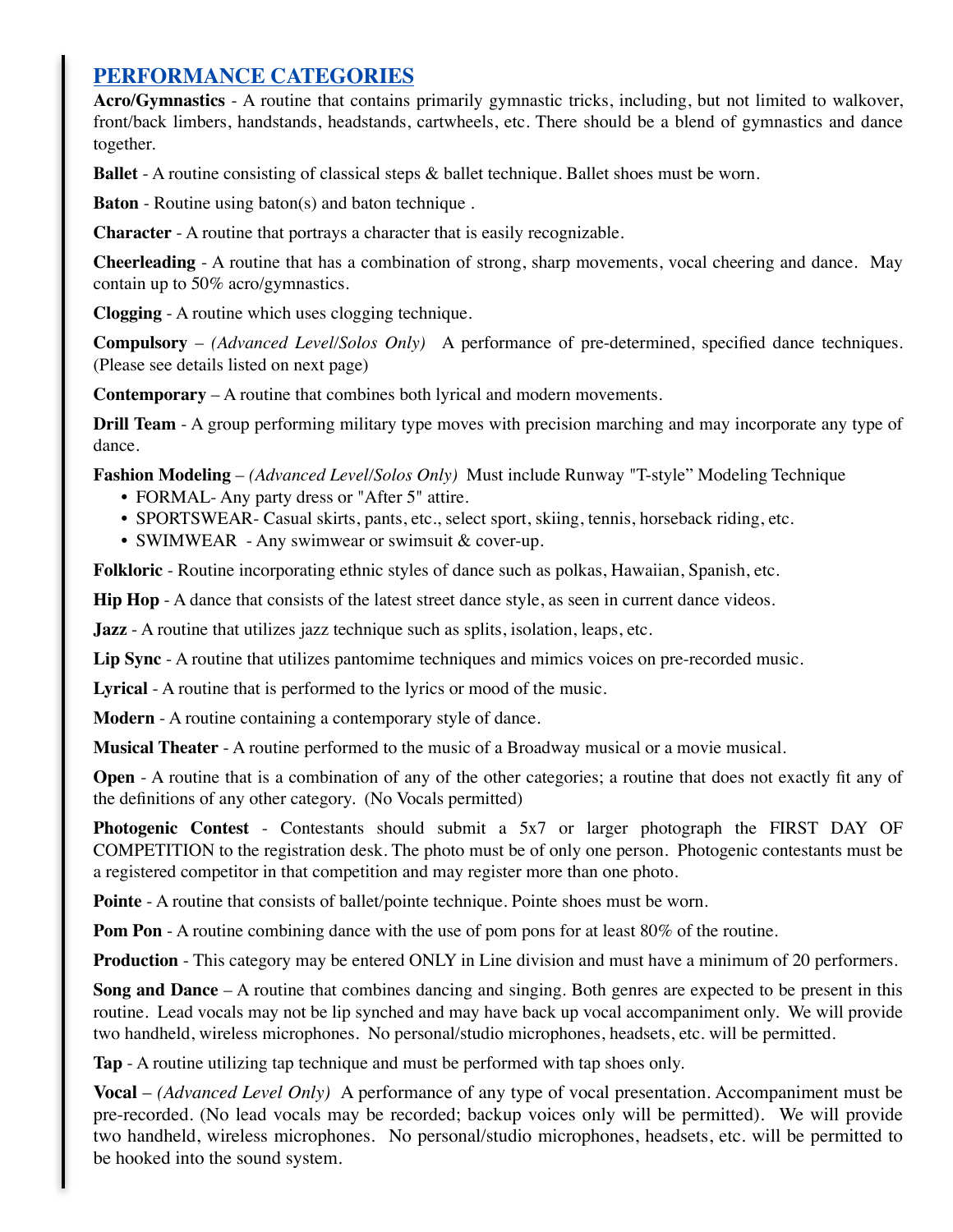## PERFORMANCE CATEGORIES

**Acro/Gymnastics** - A routine that contains primarily gymnastic tricks, including, but not limited to walkover, front/back limbers, handstands, headstands, cartwheels, etc. There should be a blend of gymnastics and dance together.

**Ballet** - A routine consisting of classical steps & ballet technique. Ballet shoes must be worn.

**Baton** - Routine using baton(s) and baton technique .

**Character** - A routine that portrays a character that is easily recognizable.

**Cheerleading** - A routine that has a combination of strong, sharp movements, vocal cheering and dance. May contain up to 50% acro/gymnastics.

**Clogging** - A routine which uses clogging technique.

**Compulsory** – *(Advanced Level/Solos Only)* A performance of pre-determined, specified dance techniques. (Please see details listed on next page)

**Contemporary** – A routine that combines both lyrical and modern movements.

**Drill Team** - A group performing military type moves with precision marching and may incorporate any type of dance.

**Fashion Modeling** – *(Advanced Level/Solos Only)* Must include Runway "T-style" Modeling Technique

- FORMAL- Any party dress or "After 5" attire.
- SPORTSWEAR- Casual skirts, pants, etc., select sport, skiing, tennis, horseback riding, etc.
- SWIMWEAR - Any swimwear or swimsuit & cover-up.

**Folkloric** - Routine incorporating ethnic styles of dance such as polkas, Hawaiian, Spanish, etc.

**Hip Hop** - A dance that consists of the latest street dance style, as seen in current dance videos.

**Jazz** - A routine that utilizes jazz technique such as splits, isolation, leaps, etc.

**Lip Sync** - A routine that utilizes pantomime techniques and mimics voices on pre-recorded music.

**Lyrical** - A routine that is performed to the lyrics or mood of the music.

**Modern** - A routine containing a contemporary style of dance.

**Musical Theater** - A routine performed to the music of a Broadway musical or a movie musical.

**Open** - A routine that is a combination of any of the other categories; a routine that does not exactly fit any of the definitions of any other category. (No Vocals permitted)

**Photogenic Contest** - Contestants should submit a 5x7 or larger photograph the FIRST DAY OF COMPETITION to the registration desk. The photo must be of only one person. Photogenic contestants must be a registered competitor in that competition and may register more than one photo.

**Pointe** - A routine that consists of ballet/pointe technique. Pointe shoes must be worn.

**Pom Pon** - A routine combining dance with the use of pom pons for at least 80% of the routine.

**Production** - This category may be entered ONLY in Line division and must have a minimum of 20 performers.

**Song and Dance** – A routine that combines dancing and singing. Both genres are expected to be present in this routine. Lead vocals may not be lip synched and may have back up vocal accompaniment only. We will provide two handheld, wireless microphones. No personal/studio microphones, headsets, etc. will be permitted.

**Tap** - A routine utilizing tap technique and must be performed with tap shoes only.

**Vocal** – *(Advanced Level Only)* A performance of any type of vocal presentation. Accompaniment must be pre-recorded. (No lead vocals may be recorded; backup voices only will be permitted). We will provide two handheld, wireless microphones. No personal/studio microphones, headsets, etc. will be permitted to be hooked into the sound system.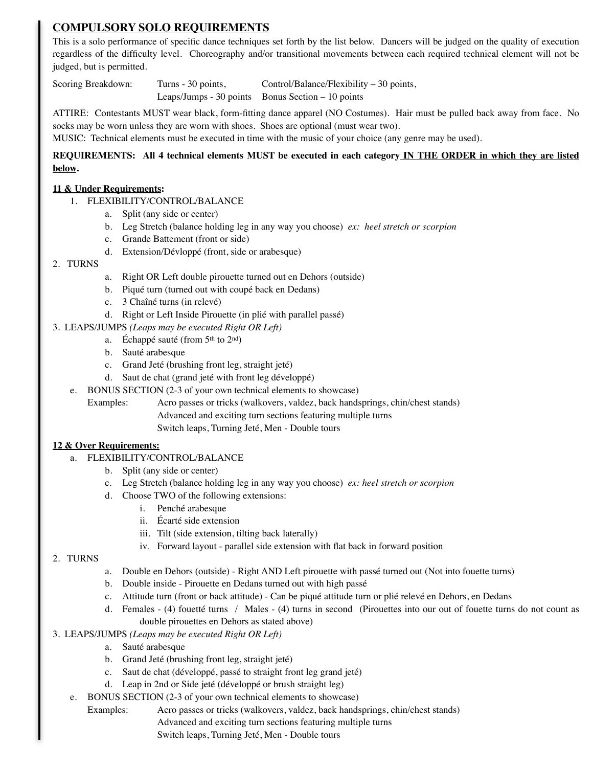## COMPULSORY SOLO REQUIREMENTS

This is a solo performance of specific dance techniques set forth by the list below. Dancers will be judged on the quality of execution regardless of the difficulty level. Choreography and/or transitional movements between each required technical element will not be judged, but is permitted.

Scoring Breakdown: Turns - 30 points, Control/Balance/Flexibility – 30 points, Leaps/Jumps - 30 points, Bonus Section – 10 points

ATTIRE: Contestants MUST wear black, form-fitting dance apparel (NO Costumes). Hair must be pulled back away from face. No socks may be worn unless they are worn with shoes. Shoes are optional (must wear two).

MUSIC: Technical elements must be executed in time with the music of your choice (any genre may be used).

**REQUIREMENTS: All 4 technical elements MUST be executed in each category <u>IN THE ORDER in which they are listed below</u>.**

**<u>11 & Under Requirements</u>:**

1. FLEXIBILITY/CONTROL/BALANCE
    - a. Split (any side or center)
    - b. Leg Stretch (balance holding leg in any way you choose) *ex: heel stretch or scorpion*
    - c. Grande Battement (front or side)
    - d. Extension/Dévloppé (front, side or arabesque)
2. TURNS
    - a. Right OR Left double pirouette turned out en Dehors (outside)
    - b. Piqué turn (turned out with coupé back en Dedans)
    - c. 3 Chaîné turns (in relevé)
    - d. Right or Left Inside Pirouette (in plié with parallel passé)
3. LEAPS/JUMPS *(Leaps may be executed Right OR Left)*
    - a. Échappé sauté (from 5th to 2nd)
    - b. Sauté arabesque
    - c. Grand Jeté (brushing front leg, straight jeté)
    - d. Saut de chat (grand jeté with front leg développé)

e. BONUS SECTION (2-3 of your own technical elements to showcase)

Examples: Acro passes or tricks (walkovers, valdez, back handsprings, chin/chest stands)
Advanced and exciting turn sections featuring multiple turns
Switch leaps, Turning Jeté, Men - Double tours

**<u>12 & Over Requirements:</u>**

a. FLEXIBILITY/CONTROL/BALANCE
   - b. Split (any side or center)
   - c. Leg Stretch (balance holding leg in any way you choose) *ex: heel stretch or scorpion*
   - d. Choose TWO of the following extensions:
       - i. Penché arabesque
       - ii. Écarté side extension
       - iii. Tilt (side extension, tilting back laterally)
       - iv. Forward layout - parallel side extension with flat back in forward position

2. TURNS
    - a. Double en Dehors (outside) - Right AND Left pirouette with passé turned out (Not into fouette turns)
    - b. Double inside - Pirouette en Dedans turned out with high passé
    - c. Attitude turn (front or back attitude) - Can be piqué attitude turn or plié relevé en Dehors, en Dedans
    - d. Females - (4) fouetté turns / Males - (4) turns in second (Pirouettes into our out of fouette turns do not count as double pirouettes en Dehors as stated above)
3. LEAPS/JUMPS *(Leaps may be executed Right OR Left)*
    - a. Sauté arabesque
    - b. Grand Jeté (brushing front leg, straight jeté)
    - c. Saut de chat (développé, passé to straight front leg grand jeté)
    - d. Leap in 2nd or Side jeté (développé or brush straight leg)

e. BONUS SECTION (2-3 of your own technical elements to showcase)

Examples: Acro passes or tricks (walkovers, valdez, back handsprings, chin/chest stands)
Advanced and exciting turn sections featuring multiple turns
Switch leaps, Turning Jeté, Men - Double tours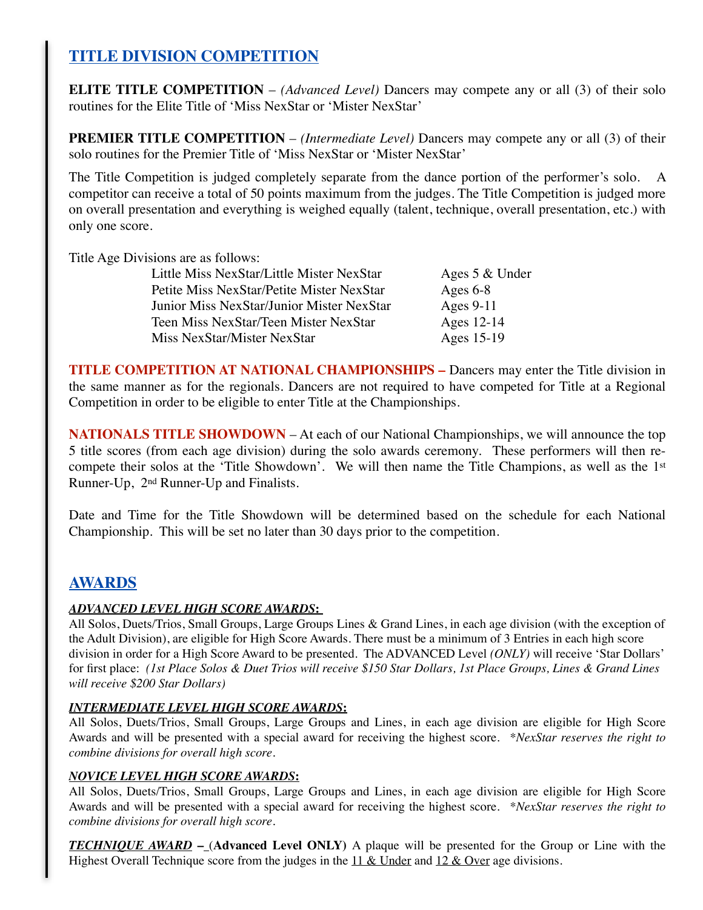## TITLE DIVISION COMPETITION

**ELITE TITLE COMPETITION** – *(Advanced Level)* Dancers may compete any or all (3) of their solo routines for the Elite Title of 'Miss NexStar or 'Mister NexStar'

**PREMIER TITLE COMPETITION** – *(Intermediate Level)* Dancers may compete any or all (3) of their solo routines for the Premier Title of 'Miss NexStar or 'Mister NexStar'

The Title Competition is judged completely separate from the dance portion of the performer's solo. A competitor can receive a total of 50 points maximum from the judges. The Title Competition is judged more on overall presentation and everything is weighed equally (talent, technique, overall presentation, etc.) with only one score.

Title Age Divisions are as follows:

| | |
|---|---|
| Little Miss NexStar/Little Mister NexStar | Ages 5 & Under |
| Petite Miss NexStar/Petite Mister NexStar | Ages 6-8 |
| Junior Miss NexStar/Junior Mister NexStar | Ages 9-11 |
| Teen Miss NexStar/Teen Mister NexStar | Ages 12-14 |
| Miss NexStar/Mister NexStar | Ages 15-19 |

**TITLE COMPETITION AT NATIONAL CHAMPIONSHIPS –** Dancers may enter the Title division in the same manner as for the regionals. Dancers are not required to have competed for Title at a Regional Competition in order to be eligible to enter Title at the Championships.

**NATIONALS TITLE SHOWDOWN** – At each of our National Championships, we will announce the top 5 title scores (from each age division) during the solo awards ceremony. These performers will then re-compete their solos at the 'Title Showdown'. We will then name the Title Champions, as well as the 1st Runner-Up, 2nd Runner-Up and Finalists.

Date and Time for the Title Showdown will be determined based on the schedule for each National Championship. This will be set no later than 30 days prior to the competition.

## AWARDS

***ADVANCED LEVEL HIGH SCORE AWARDS:***

All Solos, Duets/Trios, Small Groups, Large Groups Lines & Grand Lines, in each age division (with the exception of the Adult Division), are eligible for High Score Awards. There must be a minimum of 3 Entries in each high score division in order for a High Score Award to be presented. The ADVANCED Level *(ONLY)* will receive 'Star Dollars' for first place: *(1st Place Solos & Duet Trios will receive $150 Star Dollars, 1st Place Groups, Lines & Grand Lines will receive $200 Star Dollars)*

***INTERMEDIATE LEVEL HIGH SCORE AWARDS:***

All Solos, Duets/Trios, Small Groups, Large Groups and Lines, in each age division are eligible for High Score Awards and will be presented with a special award for receiving the highest score. *\*NexStar reserves the right to combine divisions for overall high score.*

***NOVICE LEVEL HIGH SCORE AWARDS:***

All Solos, Duets/Trios, Small Groups, Large Groups and Lines, in each age division are eligible for High Score Awards and will be presented with a special award for receiving the highest score. *\*NexStar reserves the right to combine divisions for overall high score.*

***TECHNIQUE AWARD*** **– (Advanced Level ONLY)** A plaque will be presented for the Group or Line with the Highest Overall Technique score from the judges in the 11 & Under and 12 & Over age divisions.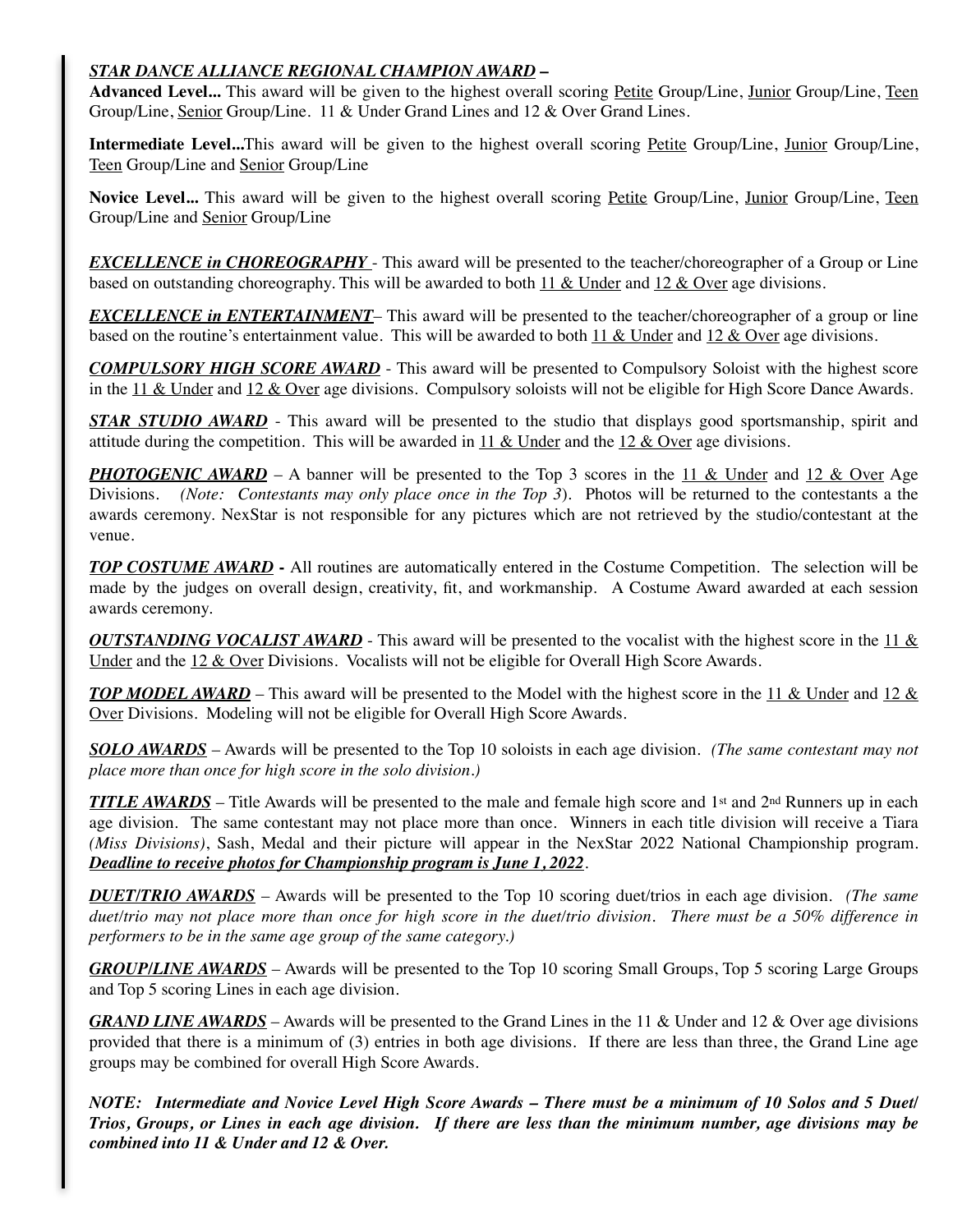***STAR DANCE ALLIANCE REGIONAL CHAMPION AWARD –***

**Advanced Level...** This award will be given to the highest overall scoring Petite Group/Line, Junior Group/Line, Teen Group/Line, Senior Group/Line. 11 & Under Grand Lines and 12 & Over Grand Lines.

**Intermediate Level...**This award will be given to the highest overall scoring Petite Group/Line, Junior Group/Line, Teen Group/Line and Senior Group/Line

**Novice Level...** This award will be given to the highest overall scoring Petite Group/Line, Junior Group/Line, Teen Group/Line and Senior Group/Line

***EXCELLENCE in CHOREOGRAPHY*** - This award will be presented to the teacher/choreographer of a Group or Line based on outstanding choreography. This will be awarded to both 11 & Under and 12 & Over age divisions.

***EXCELLENCE in ENTERTAINMENT***– This award will be presented to the teacher/choreographer of a group or line based on the routine's entertainment value. This will be awarded to both 11 & Under and 12 & Over age divisions.

***COMPULSORY HIGH SCORE AWARD*** - This award will be presented to Compulsory Soloist with the highest score in the 11 & Under and 12 & Over age divisions. Compulsory soloists will not be eligible for High Score Dance Awards.

***STAR STUDIO AWARD*** - This award will be presented to the studio that displays good sportsmanship, spirit and attitude during the competition. This will be awarded in 11 & Under and the 12 & Over age divisions.

***PHOTOGENIC AWARD*** – A banner will be presented to the Top 3 scores in the 11 & Under and 12 & Over Age Divisions. *(Note: Contestants may only place once in the Top 3*). Photos will be returned to the contestants a the awards ceremony. NexStar is not responsible for any pictures which are not retrieved by the studio/contestant at the venue.

***TOP COSTUME AWARD* -** All routines are automatically entered in the Costume Competition. The selection will be made by the judges on overall design, creativity, fit, and workmanship. A Costume Award awarded at each session awards ceremony.

***OUTSTANDING VOCALIST AWARD*** - This award will be presented to the vocalist with the highest score in the 11 & Under and the 12 & Over Divisions. Vocalists will not be eligible for Overall High Score Awards.

***TOP MODEL AWARD*** – This award will be presented to the Model with the highest score in the 11 & Under and 12 & Over Divisions. Modeling will not be eligible for Overall High Score Awards.

***SOLO AWARDS*** – Awards will be presented to the Top 10 soloists in each age division. *(The same contestant may not place more than once for high score in the solo division.)*

***TITLE AWARDS*** – Title Awards will be presented to the male and female high score and 1st and 2nd Runners up in each age division. The same contestant may not place more than once. Winners in each title division will receive a Tiara *(Miss Divisions)*, Sash, Medal and their picture will appear in the NexStar 2022 National Championship program. ***Deadline to receive photos for Championship program is June 1, 2022***.

***DUET/TRIO AWARDS*** – Awards will be presented to the Top 10 scoring duet/trios in each age division. *(The same duet/trio may not place more than once for high score in the duet/trio division. There must be a 50% difference in performers to be in the same age group of the same category.)*

***GROUP/LINE AWARDS*** – Awards will be presented to the Top 10 scoring Small Groups, Top 5 scoring Large Groups and Top 5 scoring Lines in each age division.

***GRAND LINE AWARDS*** – Awards will be presented to the Grand Lines in the 11 & Under and 12 & Over age divisions provided that there is a minimum of (3) entries in both age divisions. If there are less than three, the Grand Line age groups may be combined for overall High Score Awards.

***NOTE: Intermediate and Novice Level High Score Awards – There must be a minimum of 10 Solos and 5 Duet/Trios, Groups, or Lines in each age division. If there are less than the minimum number, age divisions may be combined into 11 & Under and 12 & Over.***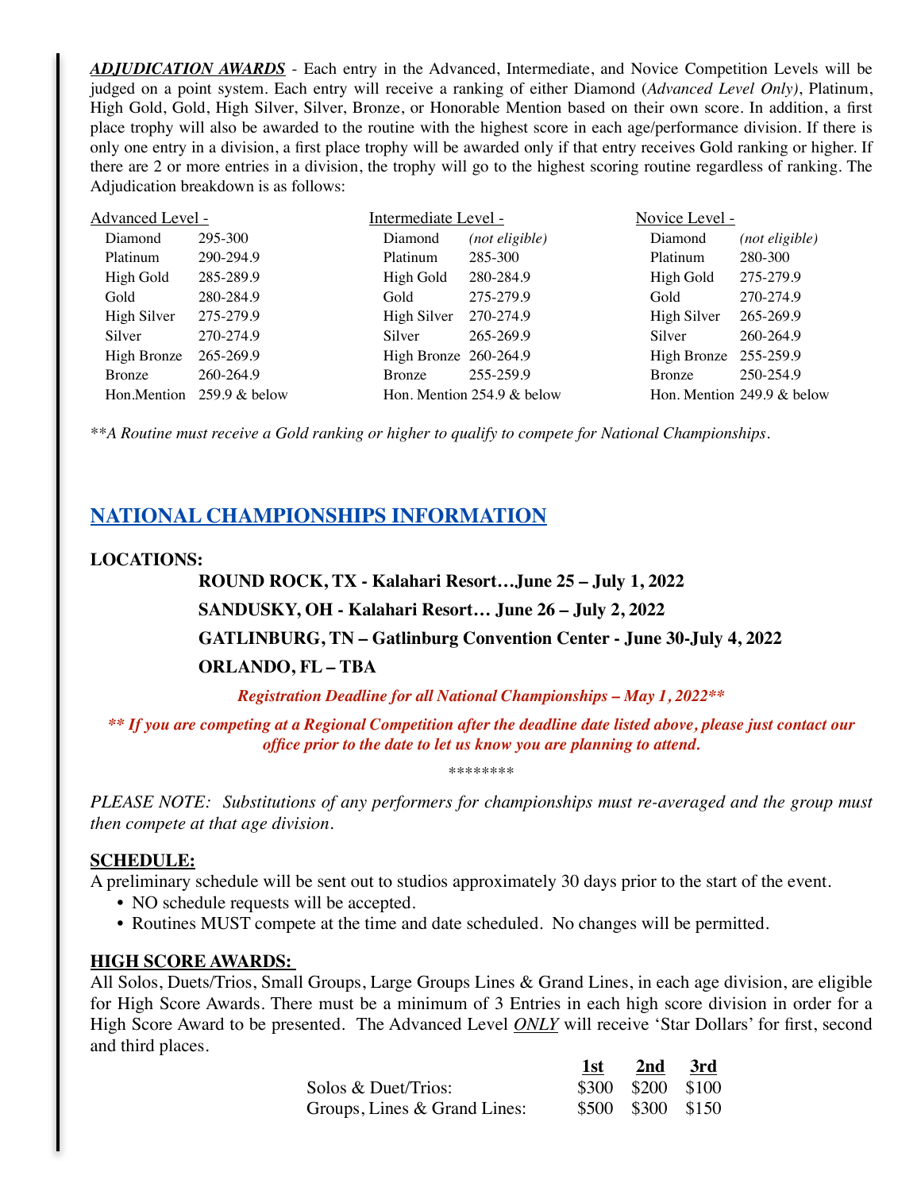***ADJUDICATION AWARDS*** - Each entry in the Advanced, Intermediate, and Novice Competition Levels will be judged on a point system. Each entry will receive a ranking of either Diamond (*Advanced Level Only)*, Platinum, High Gold, Gold, High Silver, Silver, Bronze, or Honorable Mention based on their own score. In addition, a first place trophy will also be awarded to the routine with the highest score in each age/performance division. If there is only one entry in a division, a first place trophy will be awarded only if that entry receives Gold ranking or higher. If there are 2 or more entries in a division, the trophy will go to the highest scoring routine regardless of ranking. The Adjudication breakdown is as follows:

| Advanced Level - | | Intermediate Level - | | Novice Level - | |
|---|---|---|---|---|---|
| Diamond | 295-300 | Diamond | *(not eligible)* | Diamond | *(not eligible)* |
| Platinum | 290-294.9 | Platinum | 285-300 | Platinum | 280-300 |
| High Gold | 285-289.9 | High Gold | 280-284.9 | High Gold | 275-279.9 |
| Gold | 280-284.9 | Gold | 275-279.9 | Gold | 270-274.9 |
| High Silver | 275-279.9 | High Silver | 270-274.9 | High Silver | 265-269.9 |
| Silver | 270-274.9 | Silver | 265-269.9 | Silver | 260-264.9 |
| High Bronze | 265-269.9 | High Bronze | 260-264.9 | High Bronze | 255-259.9 |
| Bronze | 260-264.9 | Bronze | 255-259.9 | Bronze | 250-254.9 |
| Hon.Mention | 259.9 & below | Hon. Mention | 254.9 & below | Hon. Mention | 249.9 & below |

*\*\*A Routine must receive a Gold ranking or higher to qualify to compete for National Championships.*

## NATIONAL CHAMPIONSHIPS INFORMATION

**LOCATIONS:**

**ROUND ROCK, TX - Kalahari Resort…June 25 – July 1, 2022**

**SANDUSKY, OH - Kalahari Resort… June 26 – July 2, 2022**

**GATLINBURG, TN – Gatlinburg Convention Center - June 30-July 4, 2022**

**ORLANDO, FL – TBA**

***Registration Deadline for all National Championships – May 1, 2022\*\****

***\*\* If you are competing at a Regional Competition after the deadline date listed above, please just contact our office prior to the date to let us know you are planning to attend.***

\*\*\*\*\*\*\*\*

*PLEASE NOTE: Substitutions of any performers for championships must re-averaged and the group must then compete at that age division.*

**SCHEDULE:**

A preliminary schedule will be sent out to studios approximately 30 days prior to the start of the event.

- NO schedule requests will be accepted.
- Routines MUST compete at the time and date scheduled. No changes will be permitted.

**HIGH SCORE AWARDS:**

All Solos, Duets/Trios, Small Groups, Large Groups Lines & Grand Lines, in each age division, are eligible for High Score Awards. There must be a minimum of 3 Entries in each high score division in order for a High Score Award to be presented. The Advanced Level ***ONLY*** will receive 'Star Dollars' for first, second and third places.

| | **1st** | **2nd** | **3rd** |
|---|---|---|---|
| Solos & Duet/Trios: | $300 | $200 | $100 |
| Groups, Lines & Grand Lines: | $500 | $300 | $150 |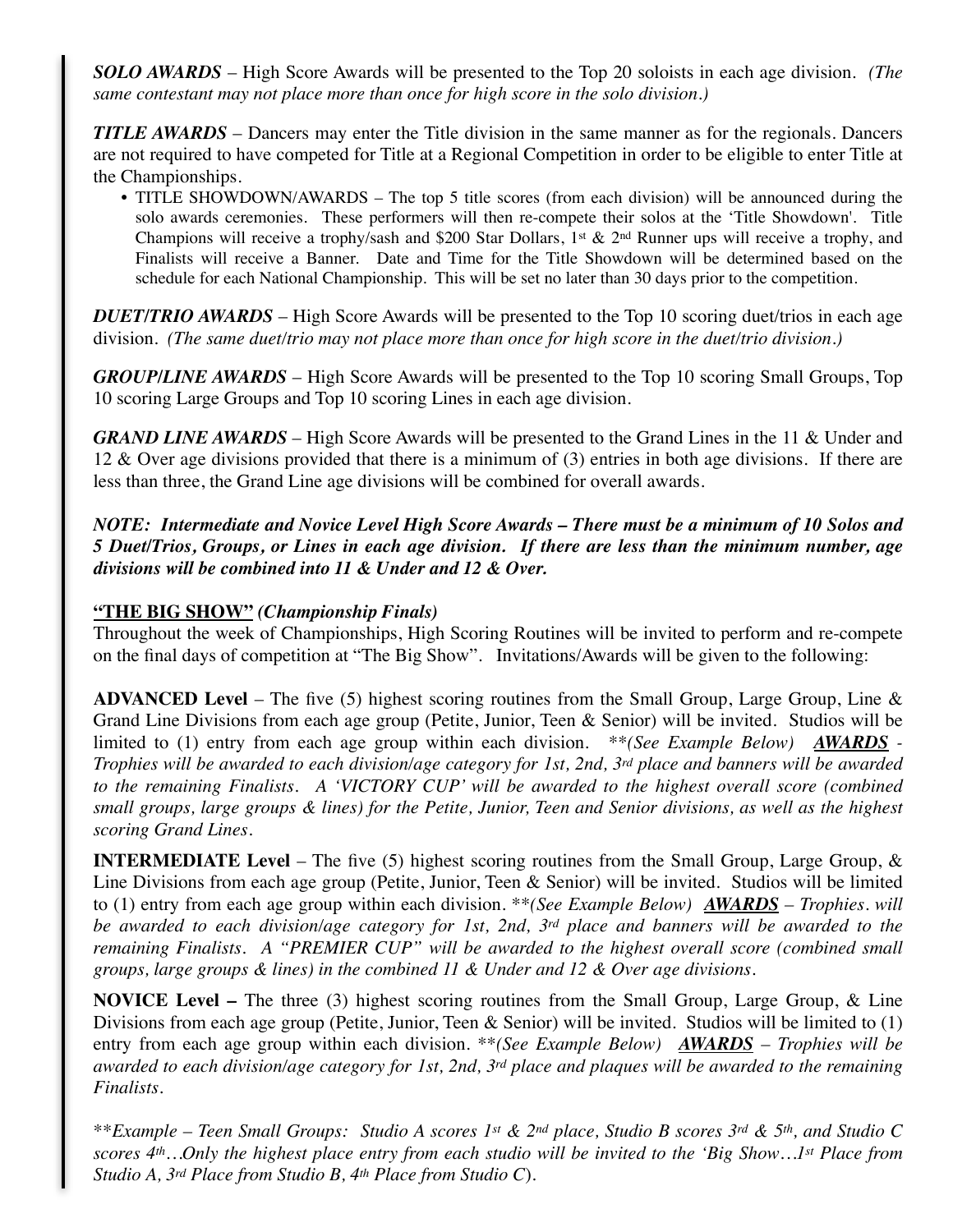***SOLO AWARDS*** – High Score Awards will be presented to the Top 20 soloists in each age division. *(The same contestant may not place more than once for high score in the solo division.)*

***TITLE AWARDS*** – Dancers may enter the Title division in the same manner as for the regionals. Dancers are not required to have competed for Title at a Regional Competition in order to be eligible to enter Title at the Championships.

- TITLE SHOWDOWN/AWARDS – The top 5 title scores (from each division) will be announced during the solo awards ceremonies. These performers will then re-compete their solos at the 'Title Showdown'. Title Champions will receive a trophy/sash and $200 Star Dollars, 1st & 2nd Runner ups will receive a trophy, and Finalists will receive a Banner. Date and Time for the Title Showdown will be determined based on the schedule for each National Championship. This will be set no later than 30 days prior to the competition.

***DUET/TRIO AWARDS*** – High Score Awards will be presented to the Top 10 scoring duet/trios in each age division. *(The same duet/trio may not place more than once for high score in the duet/trio division.)*

***GROUP/LINE AWARDS*** – High Score Awards will be presented to the Top 10 scoring Small Groups, Top 10 scoring Large Groups and Top 10 scoring Lines in each age division.

***GRAND LINE AWARDS*** – High Score Awards will be presented to the Grand Lines in the 11 & Under and 12 & Over age divisions provided that there is a minimum of (3) entries in both age divisions. If there are less than three, the Grand Line age divisions will be combined for overall awards.

***NOTE: Intermediate and Novice Level High Score Awards – There must be a minimum of 10 Solos and 5 Duet/Trios, Groups, or Lines in each age division. If there are less than the minimum number, age divisions will be combined into 11 & Under and 12 & Over.***

**"THE BIG SHOW"** ***(Championship Finals)***
Throughout the week of Championships, High Scoring Routines will be invited to perform and re-compete on the final days of competition at "The Big Show". Invitations/Awards will be given to the following:

**ADVANCED Level** – The five (5) highest scoring routines from the Small Group, Large Group, Line & Grand Line Divisions from each age group (Petite, Junior, Teen & Senior) will be invited. Studios will be limited to (1) entry from each age group within each division. \*\**(See Example Below)* ***AWARDS*** *- Trophies will be awarded to each division/age category for 1st, 2nd, 3rd place and banners will be awarded to the remaining Finalists. A 'VICTORY CUP' will be awarded to the highest overall score (combined small groups, large groups & lines) for the Petite, Junior, Teen and Senior divisions, as well as the highest scoring Grand Lines.*

**INTERMEDIATE Level** – The five (5) highest scoring routines from the Small Group, Large Group, & Line Divisions from each age group (Petite, Junior, Teen & Senior) will be invited. Studios will be limited to (1) entry from each age group within each division. \*\**(See Example Below)* ***AWARDS*** *– Trophies. will be awarded to each division/age category for 1st, 2nd, 3rd place and banners will be awarded to the remaining Finalists. A "PREMIER CUP" will be awarded to the highest overall score (combined small groups, large groups & lines) in the combined 11 & Under and 12 & Over age divisions.*

**NOVICE Level –** The three (3) highest scoring routines from the Small Group, Large Group, & Line Divisions from each age group (Petite, Junior, Teen & Senior) will be invited. Studios will be limited to (1) entry from each age group within each division. \*\**(See Example Below)* ***AWARDS*** *– Trophies will be awarded to each division/age category for 1st, 2nd, 3rd place and plaques will be awarded to the remaining Finalists.*

\*\**Example – Teen Small Groups: Studio A scores 1st & 2nd place, Studio B scores 3rd & 5th, and Studio C scores 4th…Only the highest place entry from each studio will be invited to the 'Big Show…1st Place from Studio A, 3rd Place from Studio B, 4th Place from Studio C*).